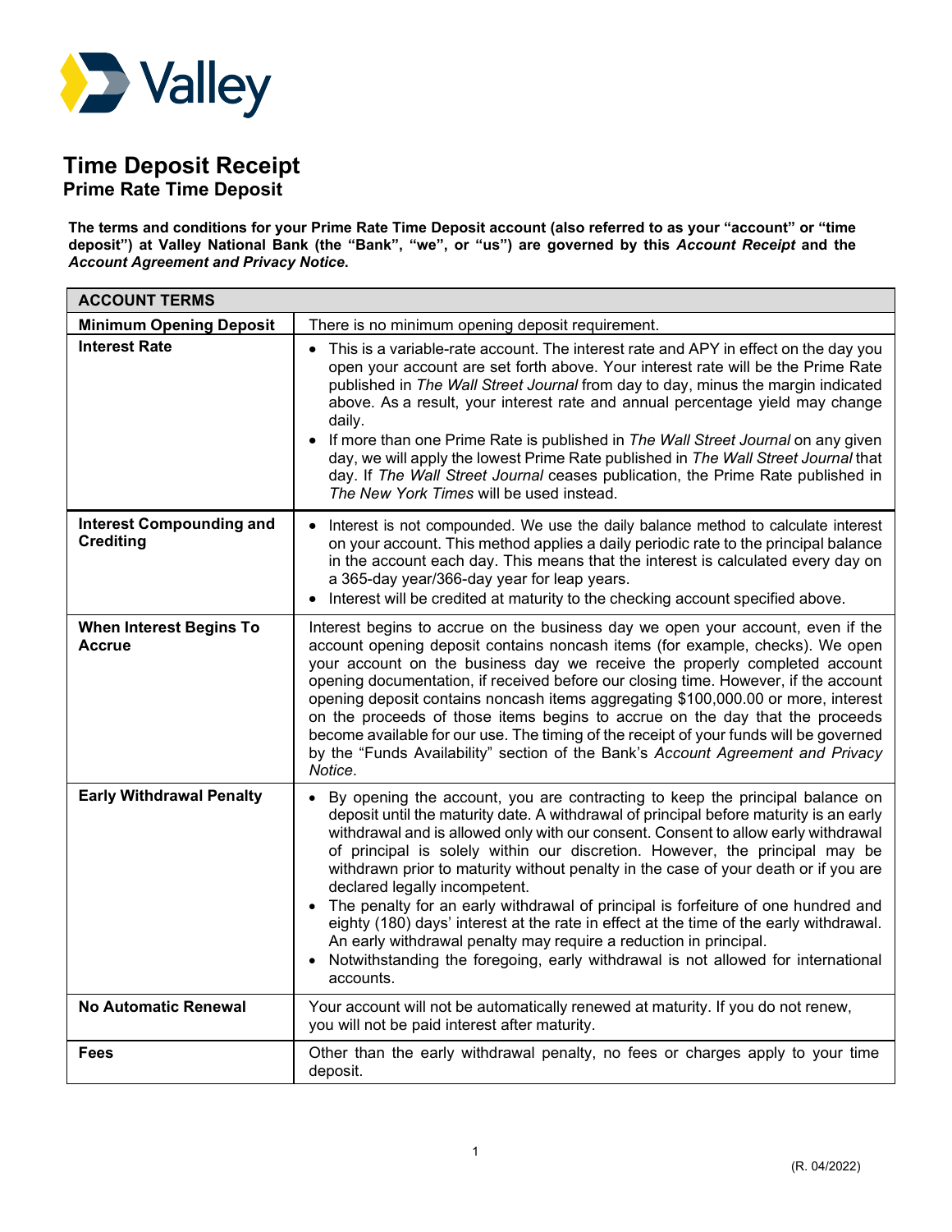# Time Deposit Receipt

## Prime Rate Time Deposit

**The terms and conditions for your Prime Rate Time Deposit account (also referred to as your "account" or "time deposit") at Valley National Bank (the "Bank", "we", or "us") are governed by this *Account Receipt* and the *Account Agreement and Privacy Notice*.**

| ACCOUNT TERMS | |
|---|---|
| **Minimum Opening Deposit** | There is no minimum opening deposit requirement. |
| **Interest Rate** | • This is a variable-rate account. The interest rate and APY in effect on the day you open your account are set forth above. Your interest rate will be the Prime Rate published in *The Wall Street Journal* from day to day, minus the margin indicated above. As a result, your interest rate and annual percentage yield may change daily.<br>• If more than one Prime Rate is published in *The Wall Street Journal* on any given day, we will apply the lowest Prime Rate published in *The Wall Street Journal* that day. If *The Wall Street Journal* ceases publication, the Prime Rate published in *The New York Times* will be used instead. |
| **Interest Compounding and Crediting** | • Interest is not compounded. We use the daily balance method to calculate interest on your account. This method applies a daily periodic rate to the principal balance in the account each day. This means that the interest is calculated every day on a 365-day year/366-day year for leap years.<br>• Interest will be credited at maturity to the checking account specified above. |
| **When Interest Begins To Accrue** | Interest begins to accrue on the business day we open your account, even if the account opening deposit contains noncash items (for example, checks). We open your account on the business day we receive the properly completed account opening documentation, if received before our closing time. However, if the account opening deposit contains noncash items aggregating $100,000.00 or more, interest on the proceeds of those items begins to accrue on the day that the proceeds become available for our use. The timing of the receipt of your funds will be governed by the "Funds Availability" section of the Bank's *Account Agreement and Privacy Notice*. |
| **Early Withdrawal Penalty** | • By opening the account, you are contracting to keep the principal balance on deposit until the maturity date. A withdrawal of principal before maturity is an early withdrawal and is allowed only with our consent. Consent to allow early withdrawal of principal is solely within our discretion. However, the principal may be withdrawn prior to maturity without penalty in the case of your death or if you are declared legally incompetent.<br>• The penalty for an early withdrawal of principal is forfeiture of one hundred and eighty (180) days' interest at the rate in effect at the time of the early withdrawal. An early withdrawal penalty may require a reduction in principal.<br>• Notwithstanding the foregoing, early withdrawal is not allowed for international accounts. |
| **No Automatic Renewal** | Your account will not be automatically renewed at maturity. If you do not renew, you will not be paid interest after maturity. |
| **Fees** | Other than the early withdrawal penalty, no fees or charges apply to your time deposit. |

(R. 04/2022)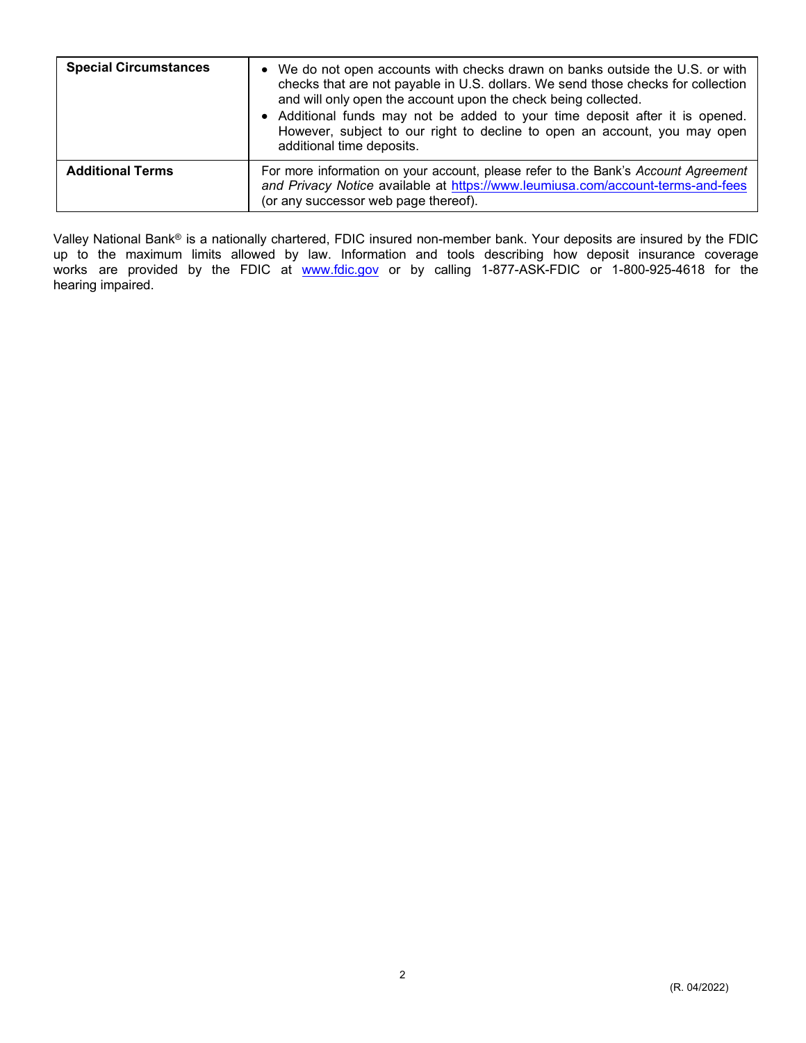| | |
|---|---|
| **Special Circumstances** | • We do not open accounts with checks drawn on banks outside the U.S. or with checks that are not payable in U.S. dollars. We send those checks for collection and will only open the account upon the check being collected.<br>• Additional funds may not be added to your time deposit after it is opened. However, subject to our right to decline to open an account, you may open additional time deposits. |
| **Additional Terms** | For more information on your account, please refer to the Bank's *Account Agreement and Privacy Notice* available at https://www.leumiusa.com/account-terms-and-fees (or any successor web page thereof). |

Valley National Bank® is a nationally chartered, FDIC insured non-member bank. Your deposits are insured by the FDIC up to the maximum limits allowed by law. Information and tools describing how deposit insurance coverage works are provided by the FDIC at www.fdic.gov or by calling 1-877-ASK-FDIC or 1-800-925-4618 for the hearing impaired.

(R. 04/2022)